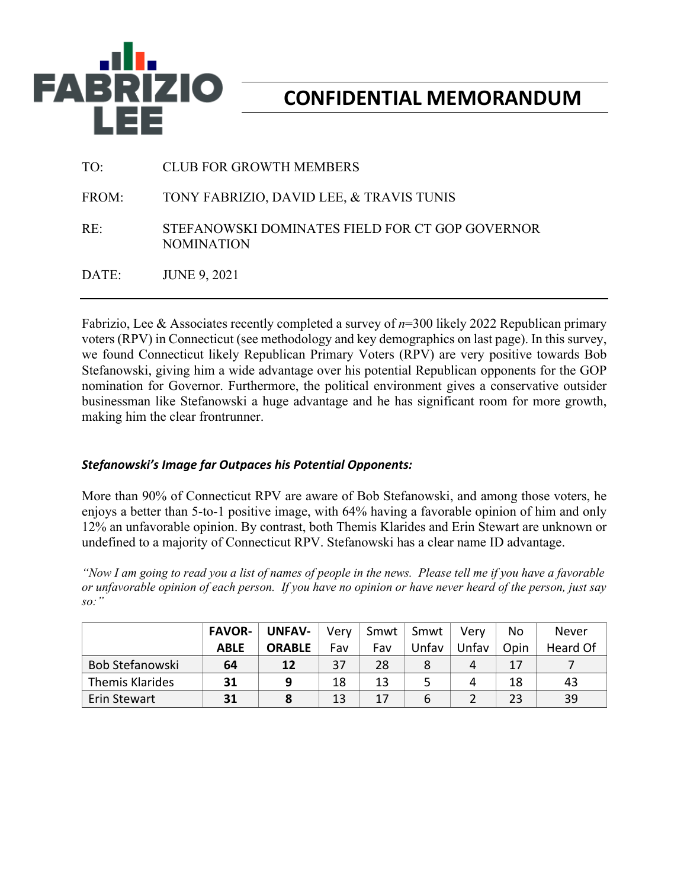**FABRIZIO LEE**

# CONFIDENTIAL MEMORANDUM

TO: CLUB FOR GROWTH MEMBERS

FROM: TONY FABRIZIO, DAVID LEE, & TRAVIS TUNIS

RE: STEFANOWSKI DOMINATES FIELD FOR CT GOP GOVERNOR NOMINATION

DATE: JUNE 9, 2021

---

Fabrizio, Lee & Associates recently completed a survey of *n*=300 likely 2022 Republican primary voters (RPV) in Connecticut (see methodology and key demographics on last page). In this survey, we found Connecticut likely Republican Primary Voters (RPV) are very positive towards Bob Stefanowski, giving him a wide advantage over his potential Republican opponents for the GOP nomination for Governor. Furthermore, the political environment gives a conservative outsider businessman like Stefanowski a huge advantage and he has significant room for more growth, making him the clear frontrunner.

***Stefanowski's Image far Outpaces his Potential Opponents:***

More than 90% of Connecticut RPV are aware of Bob Stefanowski, and among those voters, he enjoys a better than 5-to-1 positive image, with 64% having a favorable opinion of him and only 12% an unfavorable opinion. By contrast, both Themis Klarides and Erin Stewart are unknown or undefined to a majority of Connecticut RPV. Stefanowski has a clear name ID advantage.

*"Now I am going to read you a list of names of people in the news. Please tell me if you have a favorable or unfavorable opinion of each person. If you have no opinion or have never heard of the person, just say so:"*

| | FAVOR-ABLE | UNFAV-ORABLE | Very Fav | Smwt Fav | Smwt Unfav | Very Unfav | No Opin | Never Heard Of |
|---|---|---|---|---|---|---|---|---|
| Bob Stefanowski | **64** | **12** | 37 | 28 | 8 | 4 | 17 | 7 |
| Themis Klarides | **31** | **9** | 18 | 13 | 5 | 4 | 18 | 43 |
| Erin Stewart | **31** | **8** | 13 | 17 | 6 | 2 | 23 | 39 |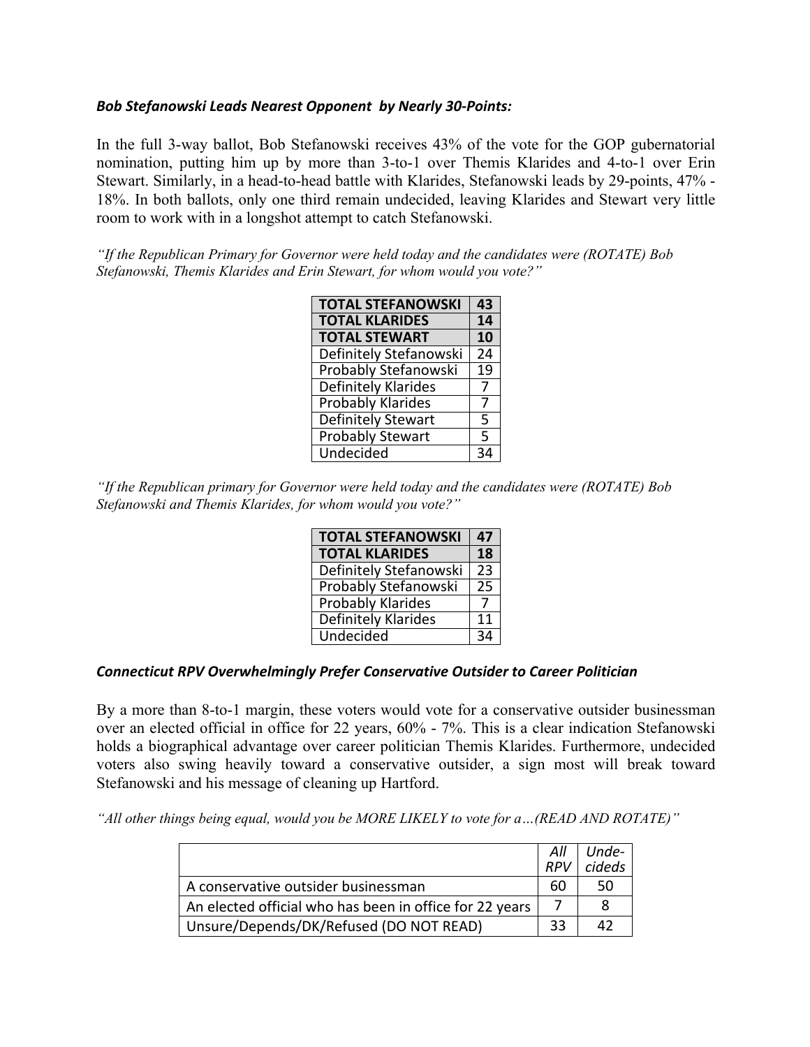***Bob Stefanowski Leads Nearest Opponent by Nearly 30-Points:***

In the full 3-way ballot, Bob Stefanowski receives 43% of the vote for the GOP gubernatorial nomination, putting him up by more than 3-to-1 over Themis Klarides and 4-to-1 over Erin Stewart. Similarly, in a head-to-head battle with Klarides, Stefanowski leads by 29-points, 47% - 18%. In both ballots, only one third remain undecided, leaving Klarides and Stewart very little room to work with in a longshot attempt to catch Stefanowski.

*"If the Republican Primary for Governor were held today and the candidates were (ROTATE) Bob Stefanowski, Themis Klarides and Erin Stewart, for whom would you vote?"*

| | |
|---|---|
| **TOTAL STEFANOWSKI** | **43** |
| **TOTAL KLARIDES** | **14** |
| **TOTAL STEWART** | **10** |
| Definitely Stefanowski | 24 |
| Probably Stefanowski | 19 |
| Definitely Klarides | 7 |
| Probably Klarides | 7 |
| Definitely Stewart | 5 |
| Probably Stewart | 5 |
| Undecided | 34 |

*"If the Republican primary for Governor were held today and the candidates were (ROTATE) Bob Stefanowski and Themis Klarides, for whom would you vote?"*

| | |
|---|---|
| **TOTAL STEFANOWSKI** | **47** |
| **TOTAL KLARIDES** | **18** |
| Definitely Stefanowski | 23 |
| Probably Stefanowski | 25 |
| Probably Klarides | 7 |
| Definitely Klarides | 11 |
| Undecided | 34 |

***Connecticut RPV Overwhelmingly Prefer Conservative Outsider to Career Politician***

By a more than 8-to-1 margin, these voters would vote for a conservative outsider businessman over an elected official in office for 22 years, 60% - 7%. This is a clear indication Stefanowski holds a biographical advantage over career politician Themis Klarides. Furthermore, undecided voters also swing heavily toward a conservative outsider, a sign most will break toward Stefanowski and his message of cleaning up Hartford.

*"All other things being equal, would you be MORE LIKELY to vote for a…(READ AND ROTATE)"*

| | *All RPV* | *Unde-cideds* |
|---|---|---|
| A conservative outsider businessman | 60 | 50 |
| An elected official who has been in office for 22 years | 7 | 8 |
| Unsure/Depends/DK/Refused (DO NOT READ) | 33 | 42 |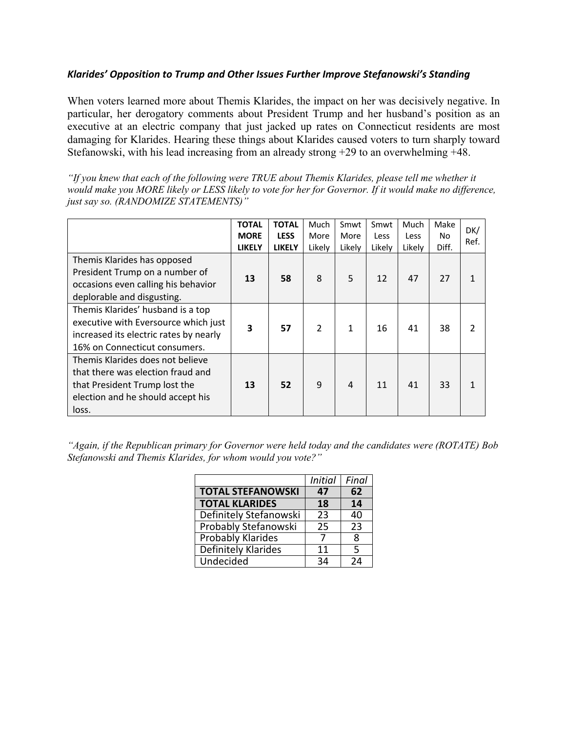### *Klarides' Opposition to Trump and Other Issues Further Improve Stefanowski's Standing*

When voters learned more about Themis Klarides, the impact on her was decisively negative. In particular, her derogatory comments about President Trump and her husband's position as an executive at an electric company that just jacked up rates on Connecticut residents are most damaging for Klarides. Hearing these things about Klarides caused voters to turn sharply toward Stefanowski, with his lead increasing from an already strong +29 to an overwhelming +48.

*"If you knew that each of the following were TRUE about Themis Klarides, please tell me whether it would make you MORE likely or LESS likely to vote for her for Governor. If it would make no difference, just say so. (RANDOMIZE STATEMENTS)"*

| | **TOTAL MORE LIKELY** | **TOTAL LESS LIKELY** | Much More Likely | Smwt More Likely | Smwt Less Likely | Much Less Likely | Make No Diff. | DK/ Ref. |
|---|---|---|---|---|---|---|---|---|
| Themis Klarides has opposed President Trump on a number of occasions even calling his behavior deplorable and disgusting. | **13** | **58** | 8 | 5 | 12 | 47 | 27 | 1 |
| Themis Klarides' husband is a top executive with Eversource which just increased its electric rates by nearly 16% on Connecticut consumers. | **3** | **57** | 2 | 1 | 16 | 41 | 38 | 2 |
| Themis Klarides does not believe that there was election fraud and that President Trump lost the election and he should accept his loss. | **13** | **52** | 9 | 4 | 11 | 41 | 33 | 1 |

*"Again, if the Republican primary for Governor were held today and the candidates were (ROTATE) Bob Stefanowski and Themis Klarides, for whom would you vote?"*

| | *Initial* | *Final* |
|---|---|---|
| **TOTAL STEFANOWSKI** | **47** | **62** |
| **TOTAL KLARIDES** | **18** | **14** |
| Definitely Stefanowski | 23 | 40 |
| Probably Stefanowski | 25 | 23 |
| Probably Klarides | 7 | 8 |
| Definitely Klarides | 11 | 5 |
| Undecided | 34 | 24 |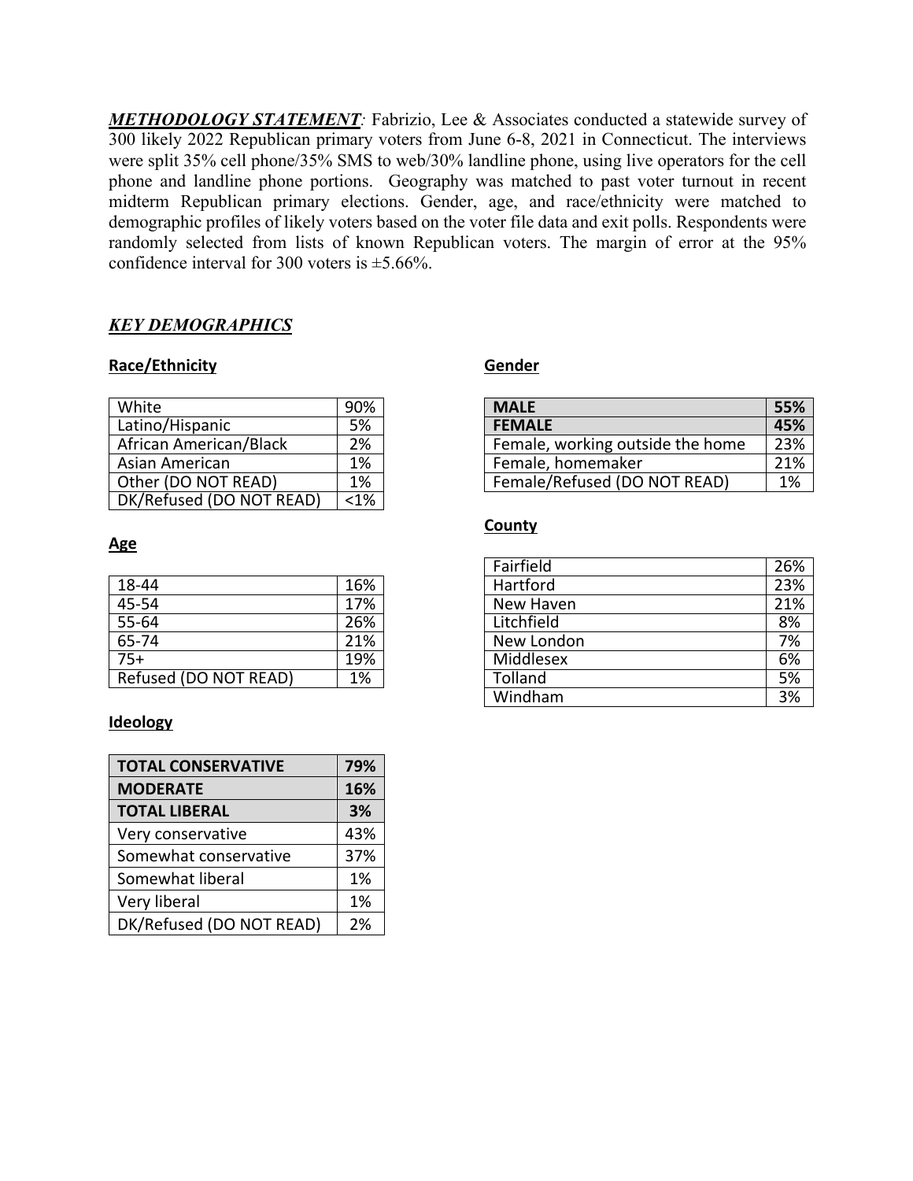***METHODOLOGY STATEMENT***: Fabrizio, Lee & Associates conducted a statewide survey of 300 likely 2022 Republican primary voters from June 6-8, 2021 in Connecticut. The interviews were split 35% cell phone/35% SMS to web/30% landline phone, using live operators for the cell phone and landline phone portions. Geography was matched to past voter turnout in recent midterm Republican primary elections. Gender, age, and race/ethnicity were matched to demographic profiles of likely voters based on the voter file data and exit polls. Respondents were randomly selected from lists of known Republican voters. The margin of error at the 95% confidence interval for 300 voters is ±5.66%.

## ***KEY DEMOGRAPHICS***

**Race/Ethnicity**

| | |
|---|---|
| White | 90% |
| Latino/Hispanic | 5% |
| African American/Black | 2% |
| Asian American | 1% |
| Other (DO NOT READ) | 1% |
| DK/Refused (DO NOT READ) | <1% |

**Age**

| | |
|---|---|
| 18-44 | 16% |
| 45-54 | 17% |
| 55-64 | 26% |
| 65-74 | 21% |
| 75+ | 19% |
| Refused (DO NOT READ) | 1% |

**Ideology**

| | |
|---|---|
| **TOTAL CONSERVATIVE** | **79%** |
| **MODERATE** | **16%** |
| **TOTAL LIBERAL** | **3%** |
| Very conservative | 43% |
| Somewhat conservative | 37% |
| Somewhat liberal | 1% |
| Very liberal | 1% |
| DK/Refused (DO NOT READ) | 2% |

**Gender**

| | |
|---|---|
| **MALE** | **55%** |
| **FEMALE** | **45%** |
| Female, working outside the home | 23% |
| Female, homemaker | 21% |
| Female/Refused (DO NOT READ) | 1% |

**County**

| | |
|---|---|
| Fairfield | 26% |
| Hartford | 23% |
| New Haven | 21% |
| Litchfield | 8% |
| New London | 7% |
| Middlesex | 6% |
| Tolland | 5% |
| Windham | 3% |